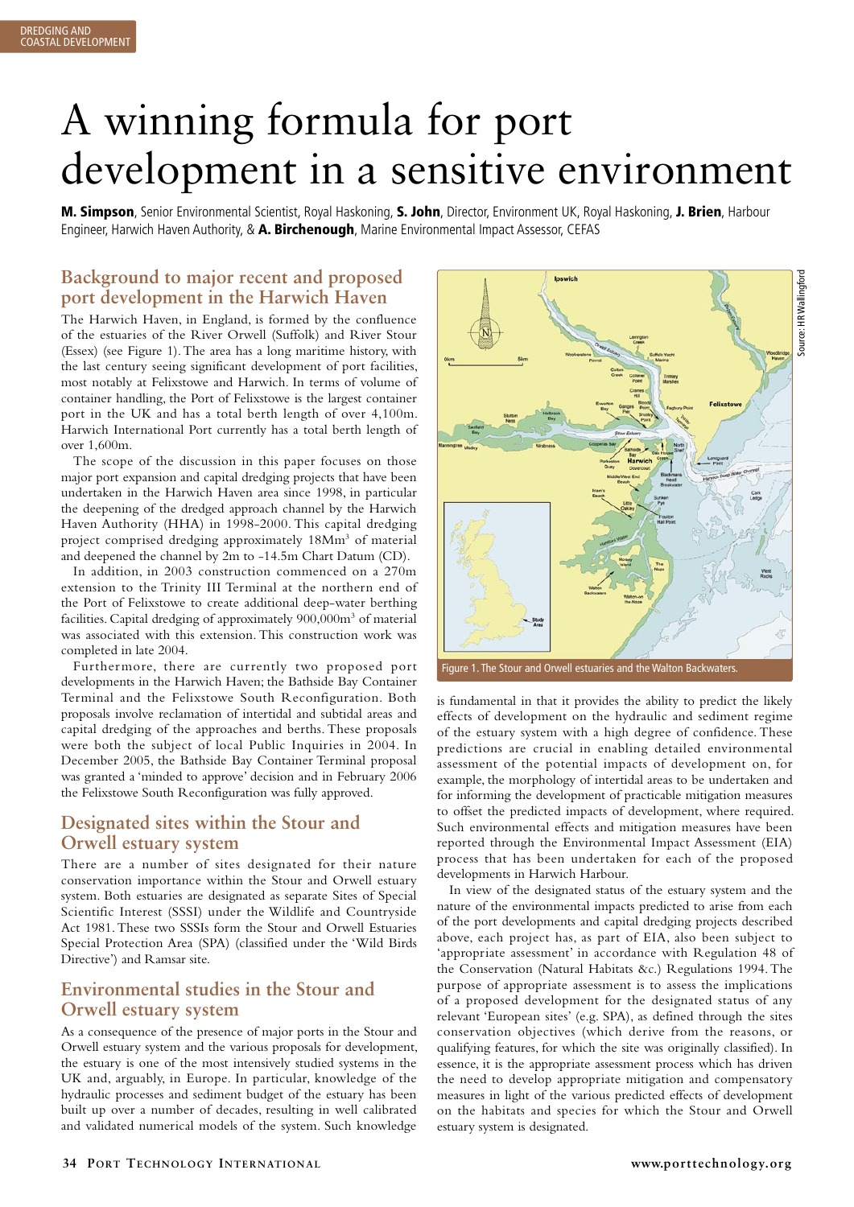# A winning formula for port development in a sensitive environment

**M. Simpson**, Senior Environmental Scientist, Royal Haskoning, **S. John**, Director, Environment UK, Royal Haskoning, **J. Brien**, Harbour Engineer, Harwich Haven Authority, & **A. Birchenough**, Marine Environmental Impact Assessor, CEFAS

## Background to major recent and proposed port development in the Harwich Haven

The Harwich Haven, in England, is formed by the confluence of the estuaries of the River Orwell (Suffolk) and River Stour (Essex) (see Figure 1). The area has a long maritime history, with the last century seeing significant development of port facilities, most notably at Felixstowe and Harwich. In terms of volume of container handling, the Port of Felixstowe is the largest container port in the UK and has a total berth length of over 4,100m. Harwich International Port currently has a total berth length of over 1,600m.

The scope of the discussion in this paper focuses on those major port expansion and capital dredging projects that have been undertaken in the Harwich Haven area since 1998, in particular the deepening of the dredged approach channel by the Harwich Haven Authority (HHA) in 1998-2000. This capital dredging project comprised dredging approximately 18Mm$^3$ of material and deepened the channel by 2m to -14.5m Chart Datum (CD).

In addition, in 2003 construction commenced on a 270m extension to the Trinity III Terminal at the northern end of the Port of Felixstowe to create additional deep-water berthing facilities. Capital dredging of approximately 900,000m$^3$ of material was associated with this extension. This construction work was completed in late 2004.

Furthermore, there are currently two proposed port developments in the Harwich Haven; the Bathside Bay Container Terminal and the Felixstowe South Reconfiguration. Both proposals involve reclamation of intertidal and subtidal areas and capital dredging of the approaches and berths. These proposals were both the subject of local Public Inquiries in 2004. In December 2005, the Bathside Bay Container Terminal proposal was granted a 'minded to approve' decision and in February 2006 the Felixstowe South Reconfiguration was fully approved.

## Designated sites within the Stour and Orwell estuary system

There are a number of sites designated for their nature conservation importance within the Stour and Orwell estuary system. Both estuaries are designated as separate Sites of Special Scientific Interest (SSSI) under the Wildlife and Countryside Act 1981. These two SSSIs form the Stour and Orwell Estuaries Special Protection Area (SPA) (classified under the 'Wild Birds Directive') and Ramsar site.

## Environmental studies in the Stour and Orwell estuary system

As a consequence of the presence of major ports in the Stour and Orwell estuary system and the various proposals for development, the estuary is one of the most intensively studied systems in the UK and, arguably, in Europe. In particular, knowledge of the hydraulic processes and sediment budget of the estuary has been built up over a number of decades, resulting in well calibrated and validated numerical models of the system. Such knowledge is fundamental in that it provides the ability to predict the likely effects of development on the hydraulic and sediment regime of the estuary system with a high degree of confidence. These predictions are crucial in enabling detailed environmental assessment of the potential impacts of development on, for example, the morphology of intertidal areas to be undertaken and for informing the development of practicable mitigation measures to offset the predicted impacts of development, where required. Such environmental effects and mitigation measures have been reported through the Environmental Impact Assessment (EIA) process that has been undertaken for each of the proposed developments in Harwich Harbour.

Figure 1. The Stour and Orwell estuaries and the Walton Backwaters.

Source: HR Wallingford

In view of the designated status of the estuary system and the nature of the environmental impacts predicted to arise from each of the port developments and capital dredging projects described above, each project has, as part of EIA, also been subject to 'appropriate assessment' in accordance with Regulation 48 of the Conservation (Natural Habitats &c.) Regulations 1994. The purpose of appropriate assessment is to assess the implications of a proposed development for the designated status of any relevant 'European sites' (e.g. SPA), as defined through the sites conservation objectives (which derive from the reasons, or qualifying features, for which the site was originally classified). In essence, it is the appropriate assessment process which has driven the need to develop appropriate mitigation and compensatory measures in light of the various predicted effects of development on the habitats and species for which the Stour and Orwell estuary system is designated.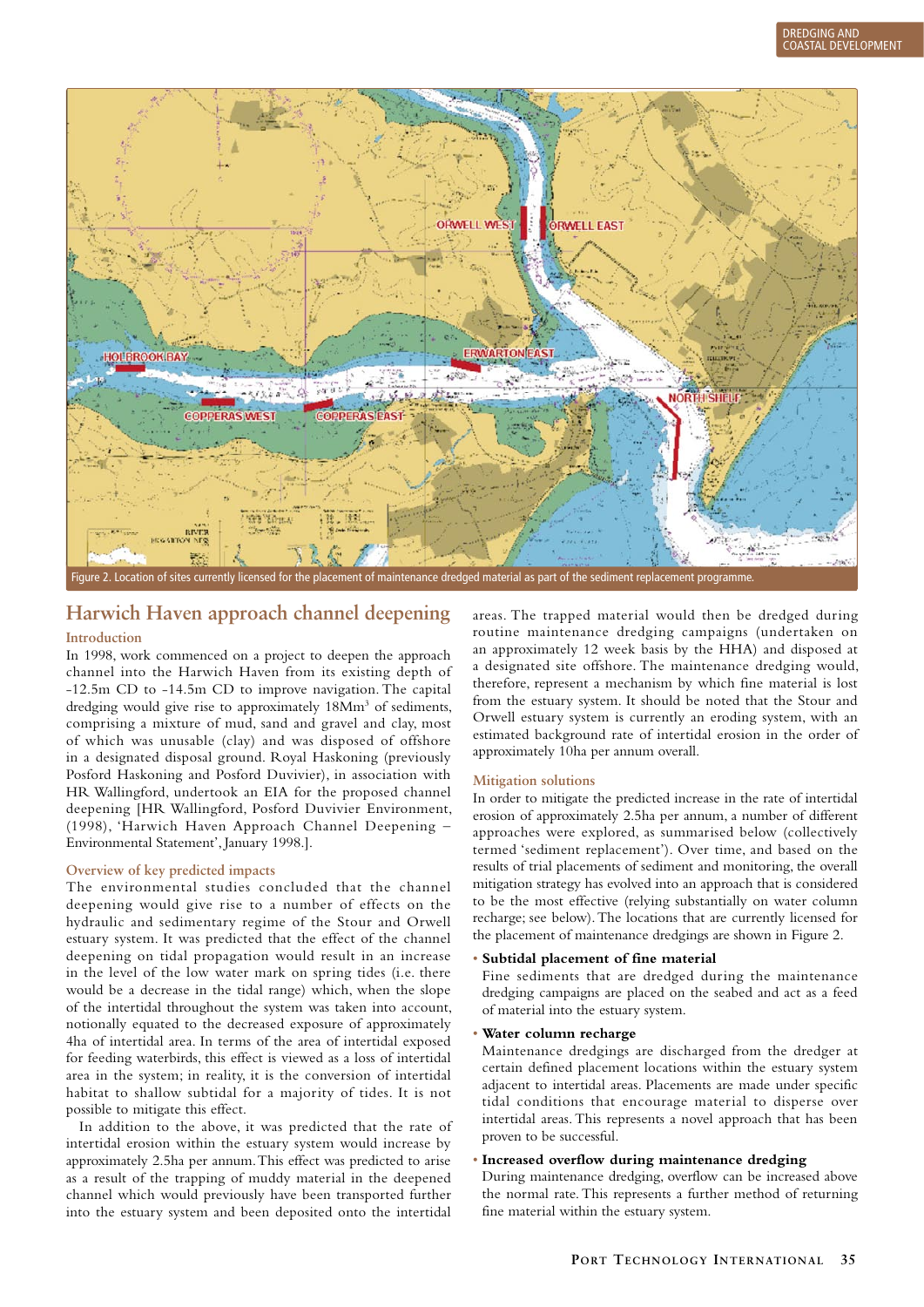Figure 2. Location of sites currently licensed for the placement of maintenance dredged material as part of the sediment replacement programme.

## Harwich Haven approach channel deepening

### Introduction

In 1998, work commenced on a project to deepen the approach channel into the Harwich Haven from its existing depth of -12.5m CD to -14.5m CD to improve navigation. The capital dredging would give rise to approximately 18Mm³ of sediments, comprising a mixture of mud, sand and gravel and clay, most of which was unusable (clay) and was disposed of offshore in a designated disposal ground. Royal Haskoning (previously Posford Haskoning and Posford Duvivier), in association with HR Wallingford, undertook an EIA for the proposed channel deepening [HR Wallingford, Posford Duvivier Environment, (1998), 'Harwich Haven Approach Channel Deepening – Environmental Statement', January 1998.].

### Overview of key predicted impacts

The environmental studies concluded that the channel deepening would give rise to a number of effects on the hydraulic and sedimentary regime of the Stour and Orwell estuary system. It was predicted that the effect of the channel deepening on tidal propagation would result in an increase in the level of the low water mark on spring tides (i.e. there would be a decrease in the tidal range) which, when the slope of the intertidal throughout the system was taken into account, notionally equated to the decreased exposure of approximately 4ha of intertidal area. In terms of the area of intertidal exposed for feeding waterbirds, this effect is viewed as a loss of intertidal area in the system; in reality, it is the conversion of intertidal habitat to shallow subtidal for a majority of tides. It is not possible to mitigate this effect.

In addition to the above, it was predicted that the rate of intertidal erosion within the estuary system would increase by approximately 2.5ha per annum. This effect was predicted to arise as a result of the trapping of muddy material in the deepened channel which would previously have been transported further into the estuary system and been deposited onto the intertidal areas. The trapped material would then be dredged during routine maintenance dredging campaigns (undertaken on an approximately 12 week basis by the HHA) and disposed at a designated site offshore. The maintenance dredging would, therefore, represent a mechanism by which fine material is lost from the estuary system. It should be noted that the Stour and Orwell estuary system is currently an eroding system, with an estimated background rate of intertidal erosion in the order of approximately 10ha per annum overall.

### Mitigation solutions

In order to mitigate the predicted increase in the rate of intertidal erosion of approximately 2.5ha per annum, a number of different approaches were explored, as summarised below (collectively termed 'sediment replacement'). Over time, and based on the results of trial placements of sediment and monitoring, the overall mitigation strategy has evolved into an approach that is considered to be the most effective (relying substantially on water column recharge; see below). The locations that are currently licensed for the placement of maintenance dredgings are shown in Figure 2.

- **Subtidal placement of fine material**
  Fine sediments that are dredged during the maintenance dredging campaigns are placed on the seabed and act as a feed of material into the estuary system.
- **Water column recharge**
  Maintenance dredgings are discharged from the dredger at certain defined placement locations within the estuary system adjacent to intertidal areas. Placements are made under specific tidal conditions that encourage material to disperse over intertidal areas. This represents a novel approach that has been proven to be successful.
- **Increased overflow during maintenance dredging**
  During maintenance dredging, overflow can be increased above the normal rate. This represents a further method of returning fine material within the estuary system.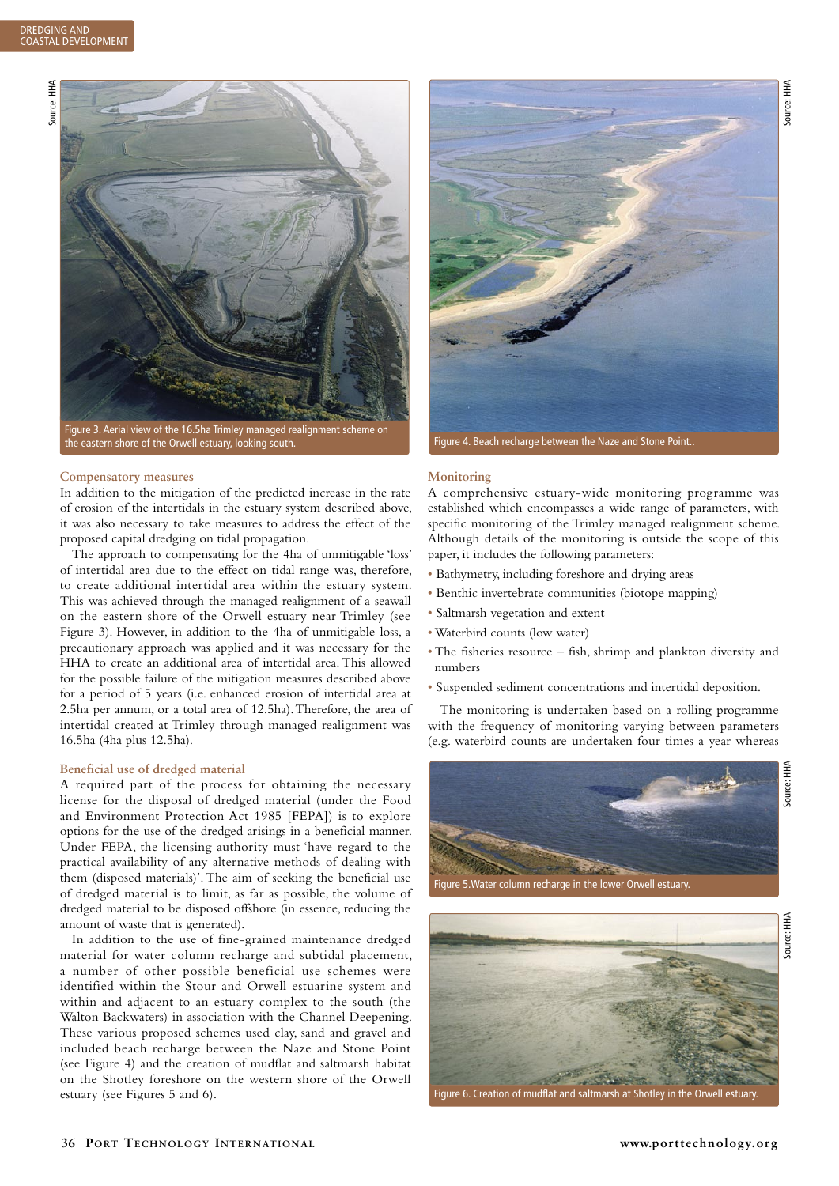Figure 3. Aerial view of the 16.5ha Trimley managed realignment scheme on the eastern shore of the Orwell estuary, looking south.

Figure 4. Beach recharge between the Naze and Stone Point..

### Compensatory measures

In addition to the mitigation of the predicted increase in the rate of erosion of the intertidals in the estuary system described above, it was also necessary to take measures to address the effect of the proposed capital dredging on tidal propagation.

The approach to compensating for the 4ha of unmitigable 'loss' of intertidal area due to the effect on tidal range was, therefore, to create additional intertidal area within the estuary system. This was achieved through the managed realignment of a seawall on the eastern shore of the Orwell estuary near Trimley (see Figure 3). However, in addition to the 4ha of unmitigable loss, a precautionary approach was applied and it was necessary for the HHA to create an additional area of intertidal area. This allowed for the possible failure of the mitigation measures described above for a period of 5 years (i.e. enhanced erosion of intertidal area at 2.5ha per annum, or a total area of 12.5ha). Therefore, the area of intertidal created at Trimley through managed realignment was 16.5ha (4ha plus 12.5ha).

### Beneficial use of dredged material

A required part of the process for obtaining the necessary license for the disposal of dredged material (under the Food and Environment Protection Act 1985 [FEPA]) is to explore options for the use of the dredged arisings in a beneficial manner. Under FEPA, the licensing authority must 'have regard to the practical availability of any alternative methods of dealing with them (disposed materials)'. The aim of seeking the beneficial use of dredged material is to limit, as far as possible, the volume of dredged material to be disposed offshore (in essence, reducing the amount of waste that is generated).

In addition to the use of fine-grained maintenance dredged material for water column recharge and subtidal placement, a number of other possible beneficial use schemes were identified within the Stour and Orwell estuarine system and within and adjacent to an estuary complex to the south (the Walton Backwaters) in association with the Channel Deepening. These various proposed schemes used clay, sand and gravel and included beach recharge between the Naze and Stone Point (see Figure 4) and the creation of mudflat and saltmarsh habitat on the Shotley foreshore on the western shore of the Orwell estuary (see Figures 5 and 6).

### Monitoring

A comprehensive estuary-wide monitoring programme was established which encompasses a wide range of parameters, with specific monitoring of the Trimley managed realignment scheme. Although details of the monitoring is outside the scope of this paper, it includes the following parameters:

- Bathymetry, including foreshore and drying areas
- Benthic invertebrate communities (biotope mapping)
- Saltmarsh vegetation and extent
- Waterbird counts (low water)
- The fisheries resource – fish, shrimp and plankton diversity and numbers
- Suspended sediment concentrations and intertidal deposition.

The monitoring is undertaken based on a rolling programme with the frequency of monitoring varying between parameters (e.g. waterbird counts are undertaken four times a year whereas

Figure 5. Water column recharge in the lower Orwell estuary.

Figure 6. Creation of mudflat and saltmarsh at Shotley in the Orwell estuary.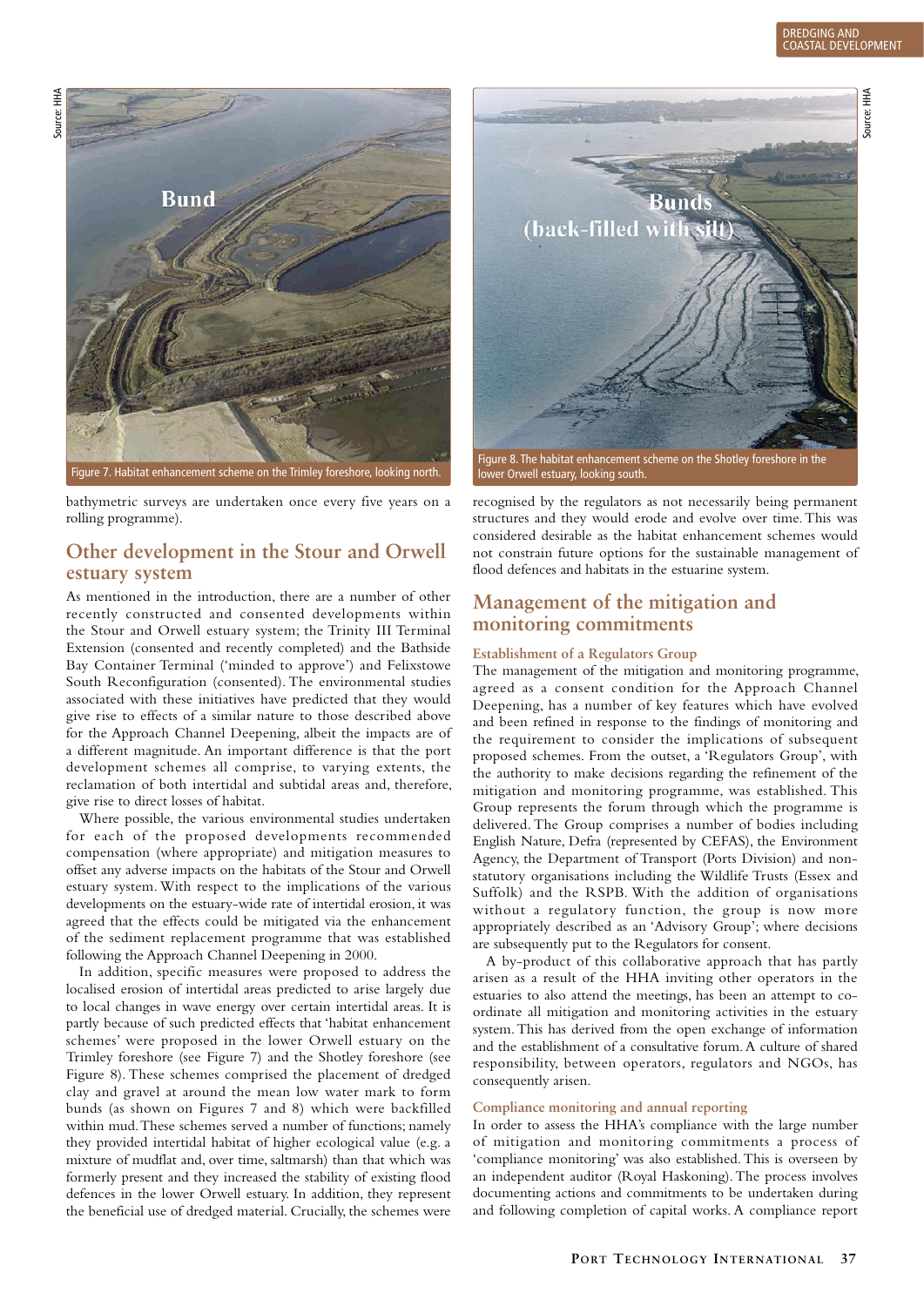Figure 7. Habitat enhancement scheme on the Trimley foreshore, looking north.

Figure 8. The habitat enhancement scheme on the Shotley foreshore in the lower Orwell estuary, looking south.

bathymetric surveys are undertaken once every five years on a rolling programme).

## Other development in the Stour and Orwell estuary system

As mentioned in the introduction, there are a number of other recently constructed and consented developments within the Stour and Orwell estuary system; the Trinity III Terminal Extension (consented and recently completed) and the Bathside Bay Container Terminal ('minded to approve') and Felixstowe South Reconfiguration (consented). The environmental studies associated with these initiatives have predicted that they would give rise to effects of a similar nature to those described above for the Approach Channel Deepening, albeit the impacts are of a different magnitude. An important difference is that the port development schemes all comprise, to varying extents, the reclamation of both intertidal and subtidal areas and, therefore, give rise to direct losses of habitat.

Where possible, the various environmental studies undertaken for each of the proposed developments recommended compensation (where appropriate) and mitigation measures to offset any adverse impacts on the habitats of the Stour and Orwell estuary system. With respect to the implications of the various developments on the estuary-wide rate of intertidal erosion, it was agreed that the effects could be mitigated via the enhancement of the sediment replacement programme that was established following the Approach Channel Deepening in 2000.

In addition, specific measures were proposed to address the localised erosion of intertidal areas predicted to arise largely due to local changes in wave energy over certain intertidal areas. It is partly because of such predicted effects that 'habitat enhancement schemes' were proposed in the lower Orwell estuary on the Trimley foreshore (see Figure 7) and the Shotley foreshore (see Figure 8). These schemes comprised the placement of dredged clay and gravel at around the mean low water mark to form bunds (as shown on Figures 7 and 8) which were backfilled within mud. These schemes served a number of functions; namely they provided intertidal habitat of higher ecological value (e.g. a mixture of mudflat and, over time, saltmarsh) than that which was formerly present and they increased the stability of existing flood defences in the lower Orwell estuary. In addition, they represent the beneficial use of dredged material. Crucially, the schemes were recognised by the regulators as not necessarily being permanent structures and they would erode and evolve over time. This was considered desirable as the habitat enhancement schemes would not constrain future options for the sustainable management of flood defences and habitats in the estuarine system.

## Management of the mitigation and monitoring commitments

### Establishment of a Regulators Group

The management of the mitigation and monitoring programme, agreed as a consent condition for the Approach Channel Deepening, has a number of key features which have evolved and been refined in response to the findings of monitoring and the requirement to consider the implications of subsequent proposed schemes. From the outset, a 'Regulators Group', with the authority to make decisions regarding the refinement of the mitigation and monitoring programme, was established. This Group represents the forum through which the programme is delivered. The Group comprises a number of bodies including English Nature, Defra (represented by CEFAS), the Environment Agency, the Department of Transport (Ports Division) and non-statutory organisations including the Wildlife Trusts (Essex and Suffolk) and the RSPB. With the addition of organisations without a regulatory function, the group is now more appropriately described as an 'Advisory Group'; where decisions are subsequently put to the Regulators for consent.

A by-product of this collaborative approach that has partly arisen as a result of the HHA inviting other operators in the estuaries to also attend the meetings, has been an attempt to co-ordinate all mitigation and monitoring activities in the estuary system. This has derived from the open exchange of information and the establishment of a consultative forum. A culture of shared responsibility, between operators, regulators and NGOs, has consequently arisen.

### Compliance monitoring and annual reporting

In order to assess the HHA's compliance with the large number of mitigation and monitoring commitments a process of 'compliance monitoring' was also established. This is overseen by an independent auditor (Royal Haskoning). The process involves documenting actions and commitments to be undertaken during and following completion of capital works. A compliance report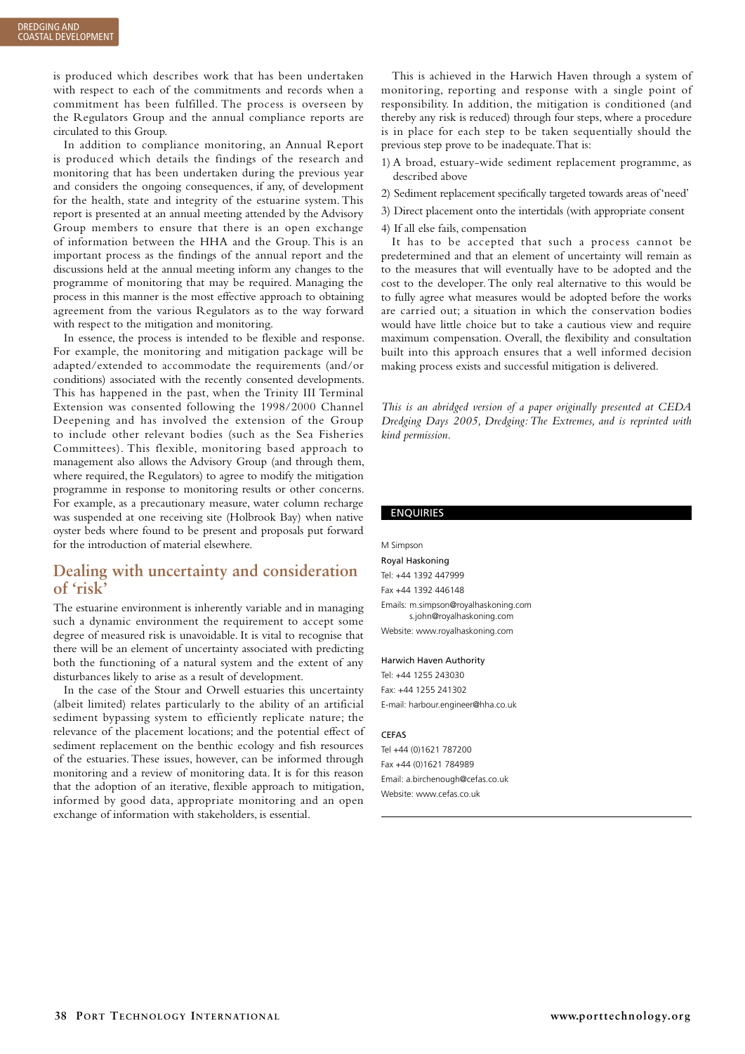is produced which describes work that has been undertaken with respect to each of the commitments and records when a commitment has been fulfilled. The process is overseen by the Regulators Group and the annual compliance reports are circulated to this Group.

In addition to compliance monitoring, an Annual Report is produced which details the findings of the research and monitoring that has been undertaken during the previous year and considers the ongoing consequences, if any, of development for the health, state and integrity of the estuarine system. This report is presented at an annual meeting attended by the Advisory Group members to ensure that there is an open exchange of information between the HHA and the Group. This is an important process as the findings of the annual report and the discussions held at the annual meeting inform any changes to the programme of monitoring that may be required. Managing the process in this manner is the most effective approach to obtaining agreement from the various Regulators as to the way forward with respect to the mitigation and monitoring.

In essence, the process is intended to be flexible and response. For example, the monitoring and mitigation package will be adapted/extended to accommodate the requirements (and/or conditions) associated with the recently consented developments. This has happened in the past, when the Trinity III Terminal Extension was consented following the 1998/2000 Channel Deepening and has involved the extension of the Group to include other relevant bodies (such as the Sea Fisheries Committees). This flexible, monitoring based approach to management also allows the Advisory Group (and through them, where required, the Regulators) to agree to modify the mitigation programme in response to monitoring results or other concerns. For example, as a precautionary measure, water column recharge was suspended at one receiving site (Holbrook Bay) when native oyster beds where found to be present and proposals put forward for the introduction of material elsewhere.

## Dealing with uncertainty and consideration of 'risk'

The estuarine environment is inherently variable and in managing such a dynamic environment the requirement to accept some degree of measured risk is unavoidable. It is vital to recognise that there will be an element of uncertainty associated with predicting both the functioning of a natural system and the extent of any disturbances likely to arise as a result of development.

In the case of the Stour and Orwell estuaries this uncertainty (albeit limited) relates particularly to the ability of an artificial sediment bypassing system to efficiently replicate nature; the relevance of the placement locations; and the potential effect of sediment replacement on the benthic ecology and fish resources of the estuaries. These issues, however, can be informed through monitoring and a review of monitoring data. It is for this reason that the adoption of an iterative, flexible approach to mitigation, informed by good data, appropriate monitoring and an open exchange of information with stakeholders, is essential.

This is achieved in the Harwich Haven through a system of monitoring, reporting and response with a single point of responsibility. In addition, the mitigation is conditioned (and thereby any risk is reduced) through four steps, where a procedure is in place for each step to be taken sequentially should the previous step prove to be inadequate. That is:

1) A broad, estuary-wide sediment replacement programme, as described above
2) Sediment replacement specifically targeted towards areas of 'need'
3) Direct placement onto the intertidals (with appropriate consent
4) If all else fails, compensation

It has to be accepted that such a process cannot be predetermined and that an element of uncertainty will remain as to the measures that will eventually have to be adopted and the cost to the developer. The only real alternative to this would be to fully agree what measures would be adopted before the works are carried out; a situation in which the conservation bodies would have little choice but to take a cautious view and require maximum compensation. Overall, the flexibility and consultation built into this approach ensures that a well informed decision making process exists and successful mitigation is delivered.

*This is an abridged version of a paper originally presented at CEDA Dredging Days 2005, Dredging: The Extremes, and is reprinted with kind permission.*

## ENQUIRIES

M Simpson

Royal Haskoning

Tel: +44 1392 447999

Fax +44 1392 446148

Emails: m.simpson@royalhaskoning.com
s.john@royalhaskoning.com

Website: www.royalhaskoning.com

Harwich Haven Authority

Tel: +44 1255 243030

Fax: +44 1255 241302

E-mail: harbour.engineer@hha.co.uk

CEFAS

Tel +44 (0)1621 787200

Fax +44 (0)1621 784989

Email: a.birchenough@cefas.co.uk

Website: www.cefas.co.uk